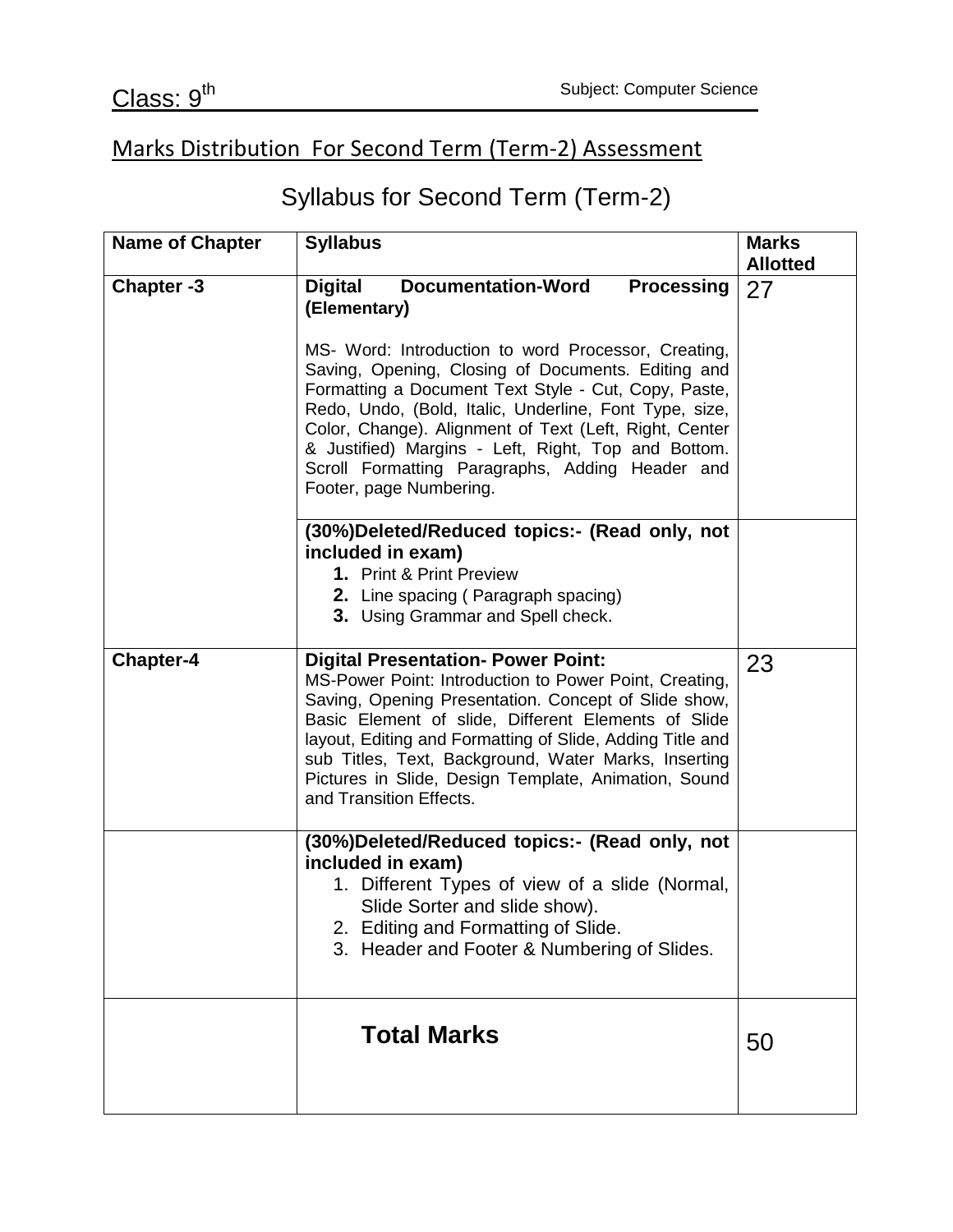Class: 9th

Subject: Computer Science

## Marks Distribution For Second Term (Term-2) Assessment

# Syllabus for Second Term (Term-2)

| Name of Chapter | Syllabus | Marks Allotted |
|---|---|---|
| **Chapter -3** | **Digital Documentation-Word Processing (Elementary)**<br><br>MS- Word: Introduction to word Processor, Creating, Saving, Opening, Closing of Documents. Editing and Formatting a Document Text Style - Cut, Copy, Paste, Redo, Undo, (Bold, Italic, Underline, Font Type, size, Color, Change). Alignment of Text (Left, Right, Center & Justified) Margins - Left, Right, Top and Bottom. Scroll Formatting Paragraphs, Adding Header and Footer, page Numbering. | 27 |
| | **(30%)Deleted/Reduced topics:- (Read only, not included in exam)**<br>**1.** Print & Print Preview<br>**2.** Line spacing ( Paragraph spacing)<br>**3.** Using Grammar and Spell check. | |
| **Chapter-4** | **Digital Presentation- Power Point:**<br>MS-Power Point: Introduction to Power Point, Creating, Saving, Opening Presentation. Concept of Slide show, Basic Element of slide, Different Elements of Slide layout, Editing and Formatting of Slide, Adding Title and sub Titles, Text, Background, Water Marks, Inserting Pictures in Slide, Design Template, Animation, Sound and Transition Effects. | 23 |
| | **(30%)Deleted/Reduced topics:- (Read only, not included in exam)**<br>1. Different Types of view of a slide (Normal, Slide Sorter and slide show).<br>2. Editing and Formatting of Slide.<br>3. Header and Footer & Numbering of Slides. | |
| | **Total Marks** | 50 |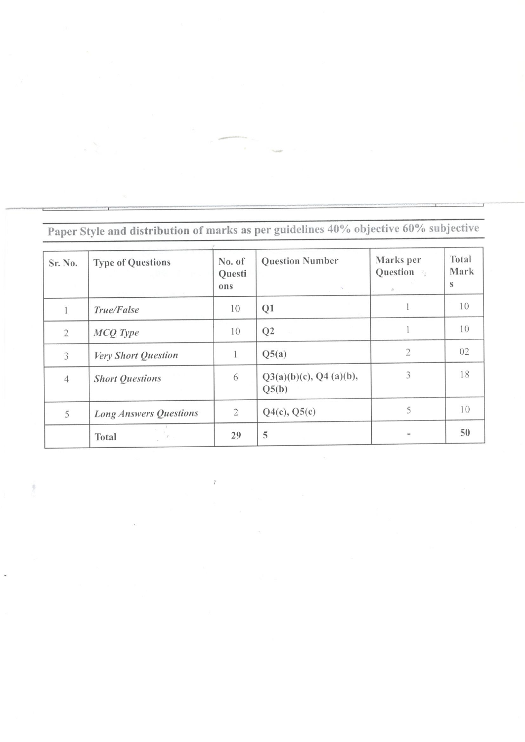**Paper Style and distribution of marks as per guidelines 40% objective 60% subjective**

| Sr. No. | Type of Questions | No. of Questions | Question Number | Marks per Question | Total Marks |
|---|---|---|---|---|---|
| 1 | *True/False* | 10 | Q1 | 1 | 10 |
| 2 | *MCQ Type* | 10 | Q2 | 1 | 10 |
| 3 | *Very Short Question* | 1 | Q5(a) | 2 | 02 |
| 4 | *Short Questions* | 6 | Q3(a)(b)(c), Q4 (a)(b), Q5(b) | 3 | 18 |
| 5 | *Long Answers Questions* | 2 | Q4(c), Q5(c) | 5 | 10 |
| | Total | 29 | 5 | - | 50 |